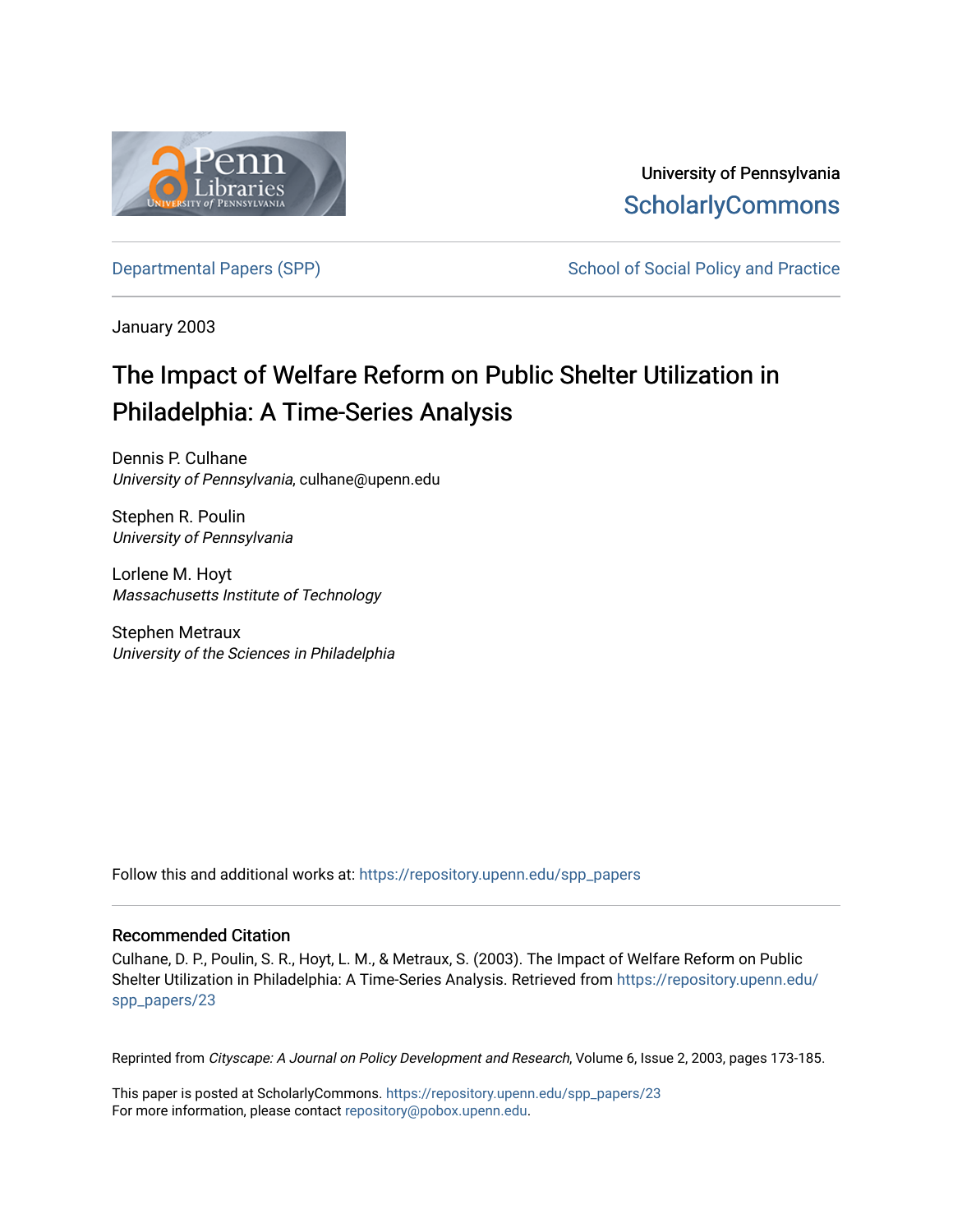University of Pennsylvania
ScholarlyCommons

Departmental Papers (SPP) | School of Social Policy and Practice

January 2003

# The Impact of Welfare Reform on Public Shelter Utilization in Philadelphia: A Time-Series Analysis

Dennis P. Culhane
*University of Pennsylvania*, culhane@upenn.edu

Stephen R. Poulin
*University of Pennsylvania*

Lorlene M. Hoyt
*Massachusetts Institute of Technology*

Stephen Metraux
*University of the Sciences in Philadelphia*

Follow this and additional works at: https://repository.upenn.edu/spp_papers

## Recommended Citation

Culhane, D. P., Poulin, S. R., Hoyt, L. M., & Metraux, S. (2003). The Impact of Welfare Reform on Public Shelter Utilization in Philadelphia: A Time-Series Analysis. Retrieved from https://repository.upenn.edu/spp_papers/23

Reprinted from *Cityscape: A Journal on Policy Development and Research*, Volume 6, Issue 2, 2003, pages 173-185.

This paper is posted at ScholarlyCommons. https://repository.upenn.edu/spp_papers/23
For more information, please contact repository@pobox.upenn.edu.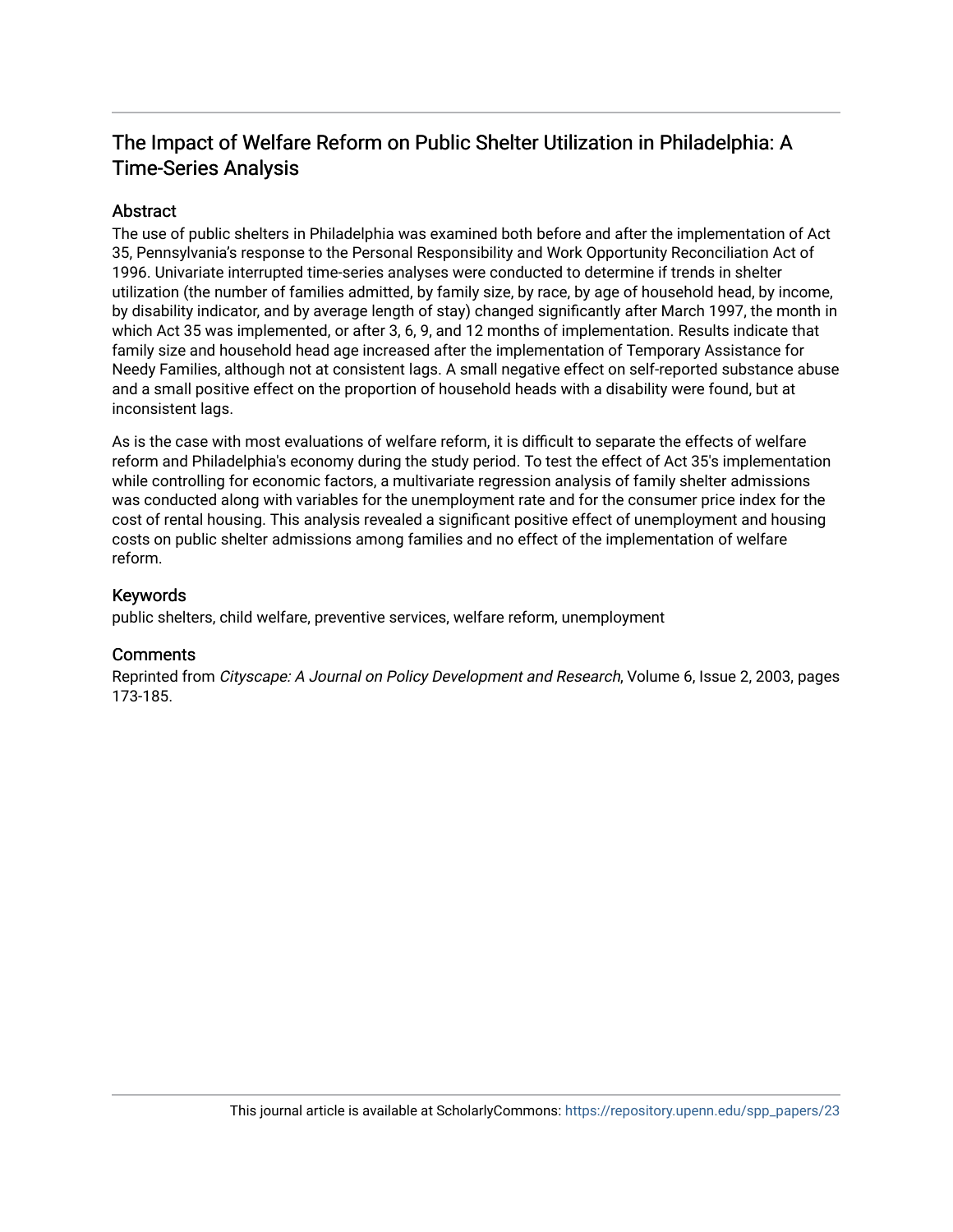## The Impact of Welfare Reform on Public Shelter Utilization in Philadelphia: A Time-Series Analysis

### Abstract

The use of public shelters in Philadelphia was examined both before and after the implementation of Act 35, Pennsylvania's response to the Personal Responsibility and Work Opportunity Reconciliation Act of 1996. Univariate interrupted time-series analyses were conducted to determine if trends in shelter utilization (the number of families admitted, by family size, by race, by age of household head, by income, by disability indicator, and by average length of stay) changed significantly after March 1997, the month in which Act 35 was implemented, or after 3, 6, 9, and 12 months of implementation. Results indicate that family size and household head age increased after the implementation of Temporary Assistance for Needy Families, although not at consistent lags. A small negative effect on self-reported substance abuse and a small positive effect on the proportion of household heads with a disability were found, but at inconsistent lags.

As is the case with most evaluations of welfare reform, it is difficult to separate the effects of welfare reform and Philadelphia's economy during the study period. To test the effect of Act 35's implementation while controlling for economic factors, a multivariate regression analysis of family shelter admissions was conducted along with variables for the unemployment rate and for the consumer price index for the cost of rental housing. This analysis revealed a significant positive effect of unemployment and housing costs on public shelter admissions among families and no effect of the implementation of welfare reform.

### Keywords

public shelters, child welfare, preventive services, welfare reform, unemployment

### Comments

Reprinted from *Cityscape: A Journal on Policy Development and Research*, Volume 6, Issue 2, 2003, pages 173-185.

This journal article is available at ScholarlyCommons: https://repository.upenn.edu/spp_papers/23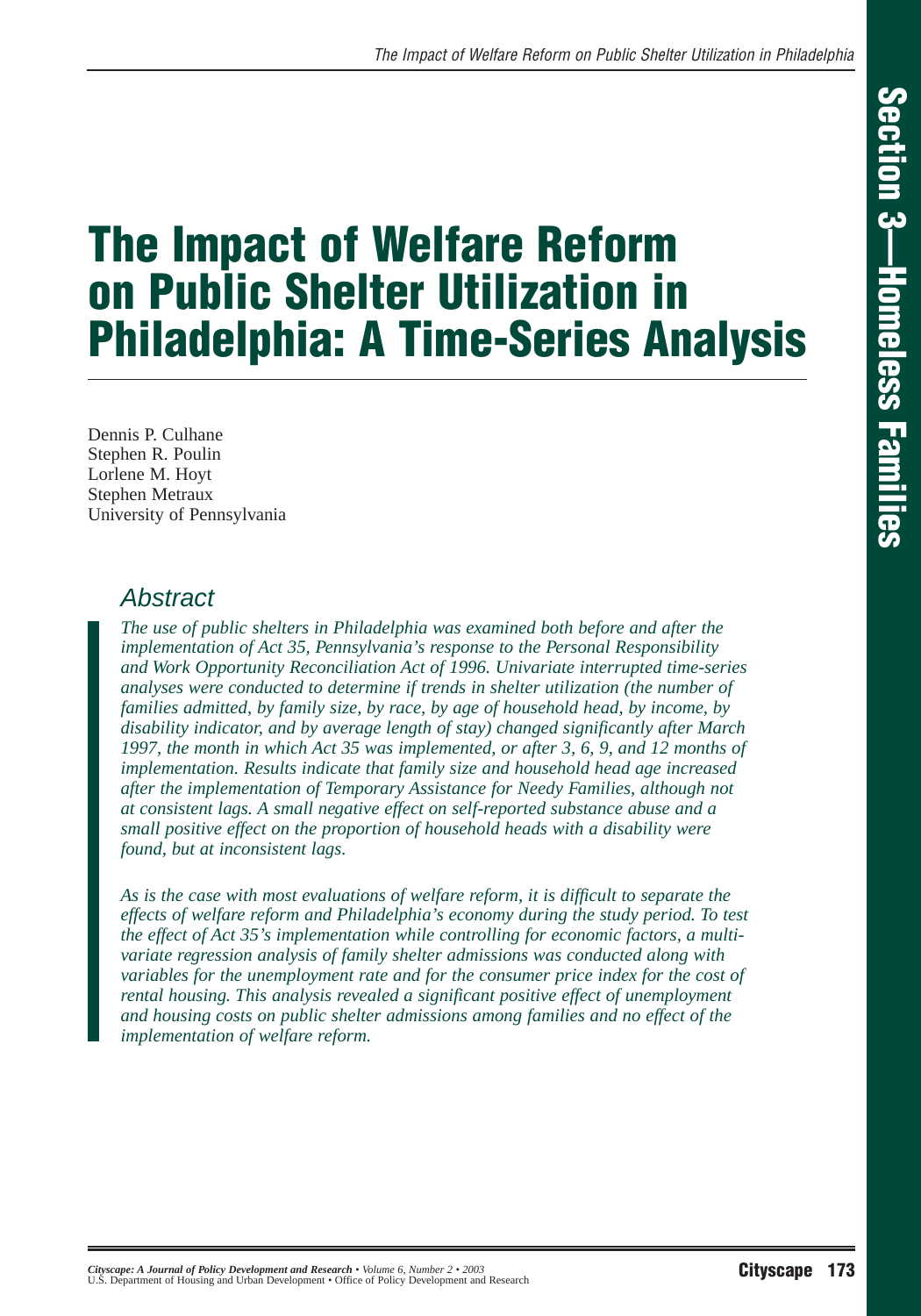# The Impact of Welfare Reform on Public Shelter Utilization in Philadelphia: A Time-Series Analysis

Dennis P. Culhane
Stephen R. Poulin
Lorlene M. Hoyt
Stephen Metraux
University of Pennsylvania

## Abstract

*The use of public shelters in Philadelphia was examined both before and after the implementation of Act 35, Pennsylvania's response to the Personal Responsibility and Work Opportunity Reconciliation Act of 1996. Univariate interrupted time-series analyses were conducted to determine if trends in shelter utilization (the number of families admitted, by family size, by race, by age of household head, by income, by disability indicator, and by average length of stay) changed significantly after March 1997, the month in which Act 35 was implemented, or after 3, 6, 9, and 12 months of implementation. Results indicate that family size and household head age increased after the implementation of Temporary Assistance for Needy Families, although not at consistent lags. A small negative effect on self-reported substance abuse and a small positive effect on the proportion of household heads with a disability were found, but at inconsistent lags.*

*As is the case with most evaluations of welfare reform, it is difficult to separate the effects of welfare reform and Philadelphia's economy during the study period. To test the effect of Act 35's implementation while controlling for economic factors, a multivariate regression analysis of family shelter admissions was conducted along with variables for the unemployment rate and for the consumer price index for the cost of rental housing. This analysis revealed a significant positive effect of unemployment and housing costs on public shelter admissions among families and no effect of the implementation of welfare reform.*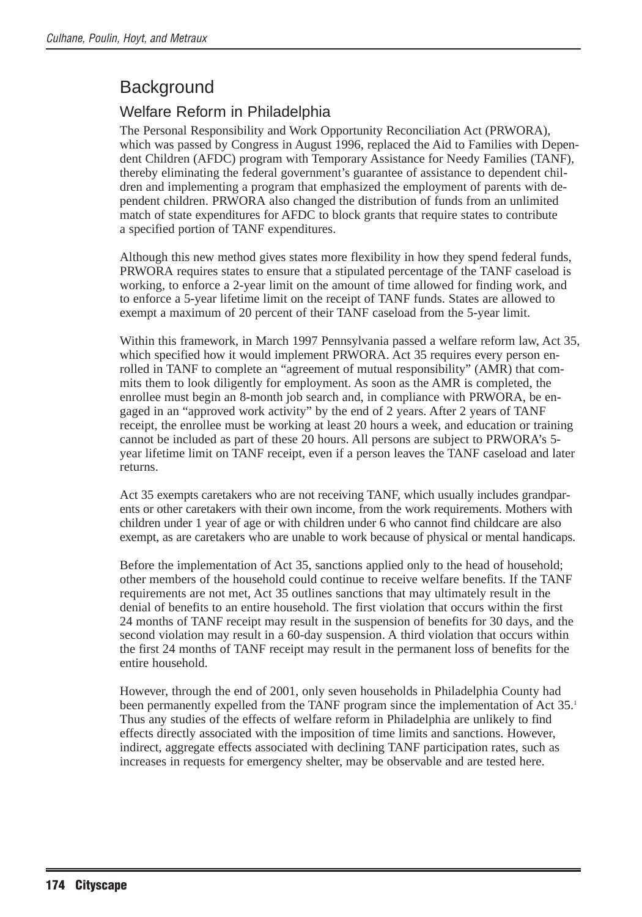## Background

### Welfare Reform in Philadelphia

The Personal Responsibility and Work Opportunity Reconciliation Act (PRWORA), which was passed by Congress in August 1996, replaced the Aid to Families with Dependent Children (AFDC) program with Temporary Assistance for Needy Families (TANF), thereby eliminating the federal government's guarantee of assistance to dependent children and implementing a program that emphasized the employment of parents with dependent children. PRWORA also changed the distribution of funds from an unlimited match of state expenditures for AFDC to block grants that require states to contribute a specified portion of TANF expenditures.

Although this new method gives states more flexibility in how they spend federal funds, PRWORA requires states to ensure that a stipulated percentage of the TANF caseload is working, to enforce a 2-year limit on the amount of time allowed for finding work, and to enforce a 5-year lifetime limit on the receipt of TANF funds. States are allowed to exempt a maximum of 20 percent of their TANF caseload from the 5-year limit.

Within this framework, in March 1997 Pennsylvania passed a welfare reform law, Act 35, which specified how it would implement PRWORA. Act 35 requires every person enrolled in TANF to complete an "agreement of mutual responsibility" (AMR) that commits them to look diligently for employment. As soon as the AMR is completed, the enrollee must begin an 8-month job search and, in compliance with PRWORA, be engaged in an "approved work activity" by the end of 2 years. After 2 years of TANF receipt, the enrollee must be working at least 20 hours a week, and education or training cannot be included as part of these 20 hours. All persons are subject to PRWORA's 5-year lifetime limit on TANF receipt, even if a person leaves the TANF caseload and later returns.

Act 35 exempts caretakers who are not receiving TANF, which usually includes grandparents or other caretakers with their own income, from the work requirements. Mothers with children under 1 year of age or with children under 6 who cannot find childcare are also exempt, as are caretakers who are unable to work because of physical or mental handicaps.

Before the implementation of Act 35, sanctions applied only to the head of household; other members of the household could continue to receive welfare benefits. If the TANF requirements are not met, Act 35 outlines sanctions that may ultimately result in the denial of benefits to an entire household. The first violation that occurs within the first 24 months of TANF receipt may result in the suspension of benefits for 30 days, and the second violation may result in a 60-day suspension. A third violation that occurs within the first 24 months of TANF receipt may result in the permanent loss of benefits for the entire household.

However, through the end of 2001, only seven households in Philadelphia County had been permanently expelled from the TANF program since the implementation of Act 35.[1] Thus any studies of the effects of welfare reform in Philadelphia are unlikely to find effects directly associated with the imposition of time limits and sanctions. However, indirect, aggregate effects associated with declining TANF participation rates, such as increases in requests for emergency shelter, may be observable and are tested here.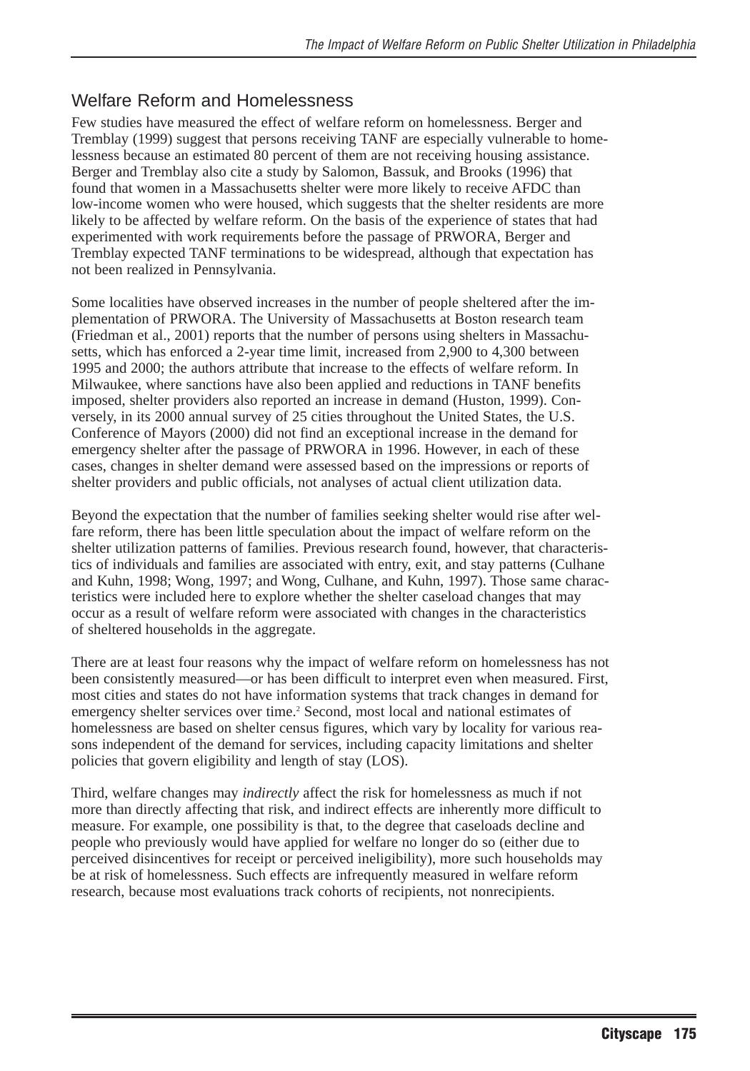## Welfare Reform and Homelessness

Few studies have measured the effect of welfare reform on homelessness. Berger and Tremblay (1999) suggest that persons receiving TANF are especially vulnerable to homelessness because an estimated 80 percent of them are not receiving housing assistance. Berger and Tremblay also cite a study by Salomon, Bassuk, and Brooks (1996) that found that women in a Massachusetts shelter were more likely to receive AFDC than low-income women who were housed, which suggests that the shelter residents are more likely to be affected by welfare reform. On the basis of the experience of states that had experimented with work requirements before the passage of PRWORA, Berger and Tremblay expected TANF terminations to be widespread, although that expectation has not been realized in Pennsylvania.

Some localities have observed increases in the number of people sheltered after the implementation of PRWORA. The University of Massachusetts at Boston research team (Friedman et al., 2001) reports that the number of persons using shelters in Massachusetts, which has enforced a 2-year time limit, increased from 2,900 to 4,300 between 1995 and 2000; the authors attribute that increase to the effects of welfare reform. In Milwaukee, where sanctions have also been applied and reductions in TANF benefits imposed, shelter providers also reported an increase in demand (Huston, 1999). Conversely, in its 2000 annual survey of 25 cities throughout the United States, the U.S. Conference of Mayors (2000) did not find an exceptional increase in the demand for emergency shelter after the passage of PRWORA in 1996. However, in each of these cases, changes in shelter demand were assessed based on the impressions or reports of shelter providers and public officials, not analyses of actual client utilization data.

Beyond the expectation that the number of families seeking shelter would rise after welfare reform, there has been little speculation about the impact of welfare reform on the shelter utilization patterns of families. Previous research found, however, that characteristics of individuals and families are associated with entry, exit, and stay patterns (Culhane and Kuhn, 1998; Wong, 1997; and Wong, Culhane, and Kuhn, 1997). Those same characteristics were included here to explore whether the shelter caseload changes that may occur as a result of welfare reform were associated with changes in the characteristics of sheltered households in the aggregate.

There are at least four reasons why the impact of welfare reform on homelessness has not been consistently measured—or has been difficult to interpret even when measured. First, most cities and states do not have information systems that track changes in demand for emergency shelter services over time.[2] Second, most local and national estimates of homelessness are based on shelter census figures, which vary by locality for various reasons independent of the demand for services, including capacity limitations and shelter policies that govern eligibility and length of stay (LOS).

Third, welfare changes may *indirectly* affect the risk for homelessness as much if not more than directly affecting that risk, and indirect effects are inherently more difficult to measure. For example, one possibility is that, to the degree that caseloads decline and people who previously would have applied for welfare no longer do so (either due to perceived disincentives for receipt or perceived ineligibility), more such households may be at risk of homelessness. Such effects are infrequently measured in welfare reform research, because most evaluations track cohorts of recipients, not nonrecipients.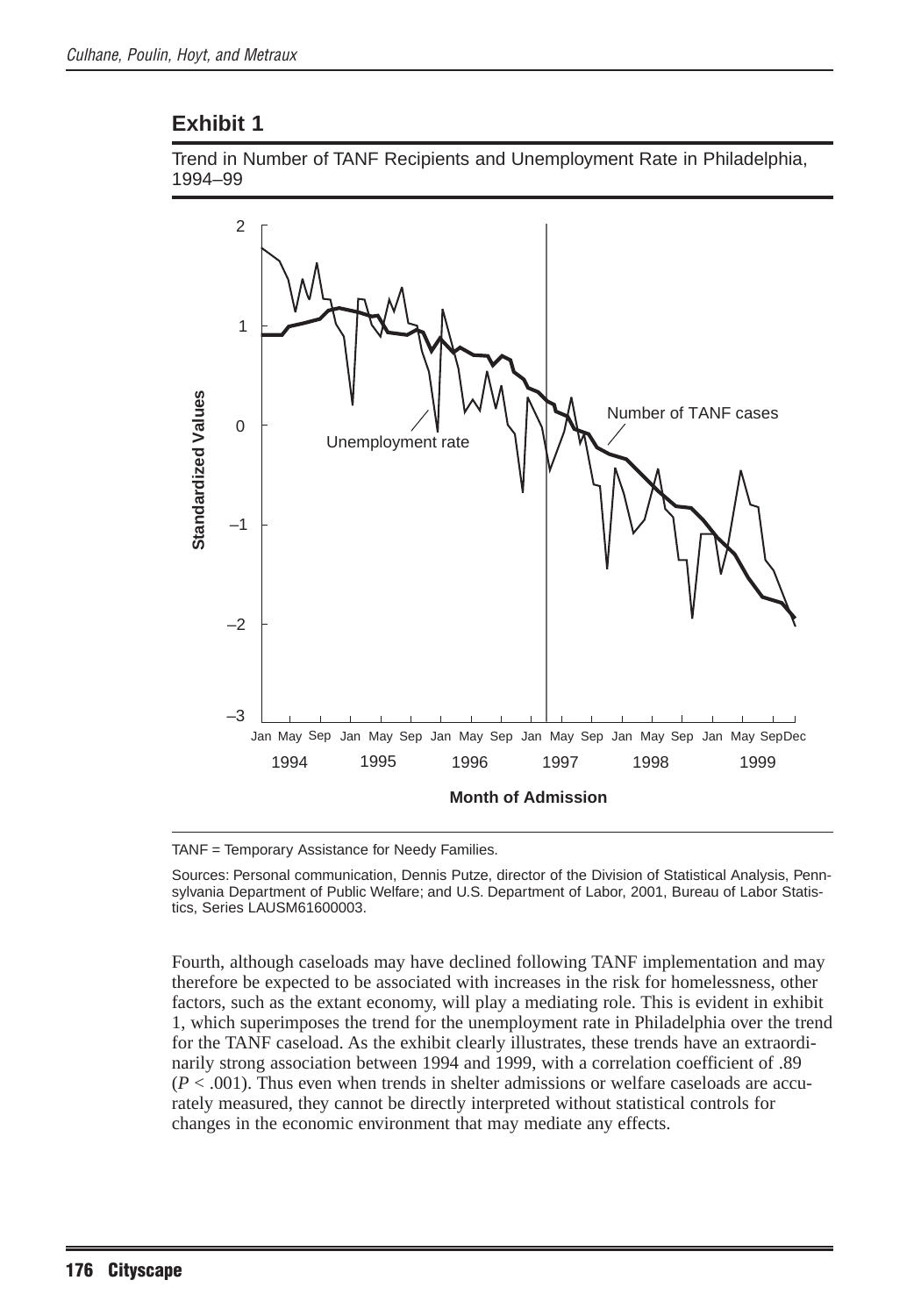## Exhibit 1

Trend in Number of TANF Recipients and Unemployment Rate in Philadelphia, 1994–99

TANF = Temporary Assistance for Needy Families.

Sources: Personal communication, Dennis Putze, director of the Division of Statistical Analysis, Pennsylvania Department of Public Welfare; and U.S. Department of Labor, 2001, Bureau of Labor Statistics, Series LAUSM61600003.

Fourth, although caseloads may have declined following TANF implementation and may therefore be expected to be associated with increases in the risk for homelessness, other factors, such as the extant economy, will play a mediating role. This is evident in exhibit 1, which superimposes the trend for the unemployment rate in Philadelphia over the trend for the TANF caseload. As the exhibit clearly illustrates, these trends have an extraordinarily strong association between 1994 and 1999, with a correlation coefficient of .89 ($P < .001$). Thus even when trends in shelter admissions or welfare caseloads are accurately measured, they cannot be directly interpreted without statistical controls for changes in the economic environment that may mediate any effects.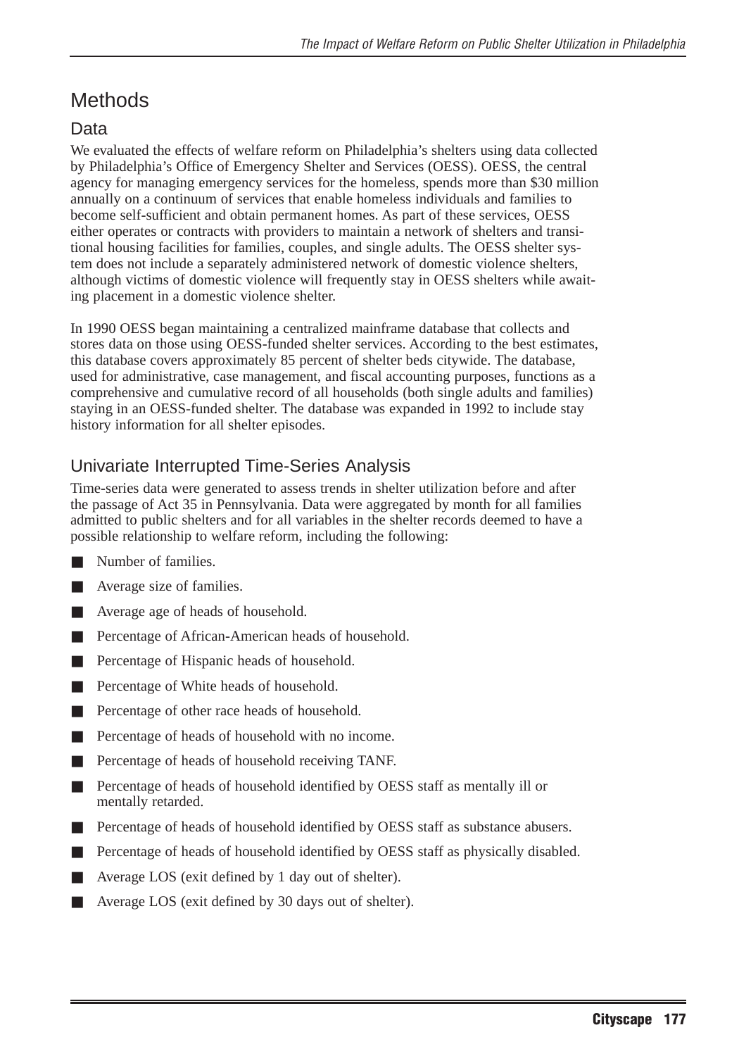# Methods

## Data

We evaluated the effects of welfare reform on Philadelphia's shelters using data collected by Philadelphia's Office of Emergency Shelter and Services (OESS). OESS, the central agency for managing emergency services for the homeless, spends more than $30 million annually on a continuum of services that enable homeless individuals and families to become self-sufficient and obtain permanent homes. As part of these services, OESS either operates or contracts with providers to maintain a network of shelters and transitional housing facilities for families, couples, and single adults. The OESS shelter system does not include a separately administered network of domestic violence shelters, although victims of domestic violence will frequently stay in OESS shelters while awaiting placement in a domestic violence shelter.

In 1990 OESS began maintaining a centralized mainframe database that collects and stores data on those using OESS-funded shelter services. According to the best estimates, this database covers approximately 85 percent of shelter beds citywide. The database, used for administrative, case management, and fiscal accounting purposes, functions as a comprehensive and cumulative record of all households (both single adults and families) staying in an OESS-funded shelter. The database was expanded in 1992 to include stay history information for all shelter episodes.

## Univariate Interrupted Time-Series Analysis

Time-series data were generated to assess trends in shelter utilization before and after the passage of Act 35 in Pennsylvania. Data were aggregated by month for all families admitted to public shelters and for all variables in the shelter records deemed to have a possible relationship to welfare reform, including the following:

- Number of families.
- Average size of families.
- Average age of heads of household.
- Percentage of African-American heads of household.
- Percentage of Hispanic heads of household.
- Percentage of White heads of household.
- Percentage of other race heads of household.
- Percentage of heads of household with no income.
- Percentage of heads of household receiving TANF.
- Percentage of heads of household identified by OESS staff as mentally ill or mentally retarded.
- Percentage of heads of household identified by OESS staff as substance abusers.
- Percentage of heads of household identified by OESS staff as physically disabled.
- Average LOS (exit defined by 1 day out of shelter).
- Average LOS (exit defined by 30 days out of shelter).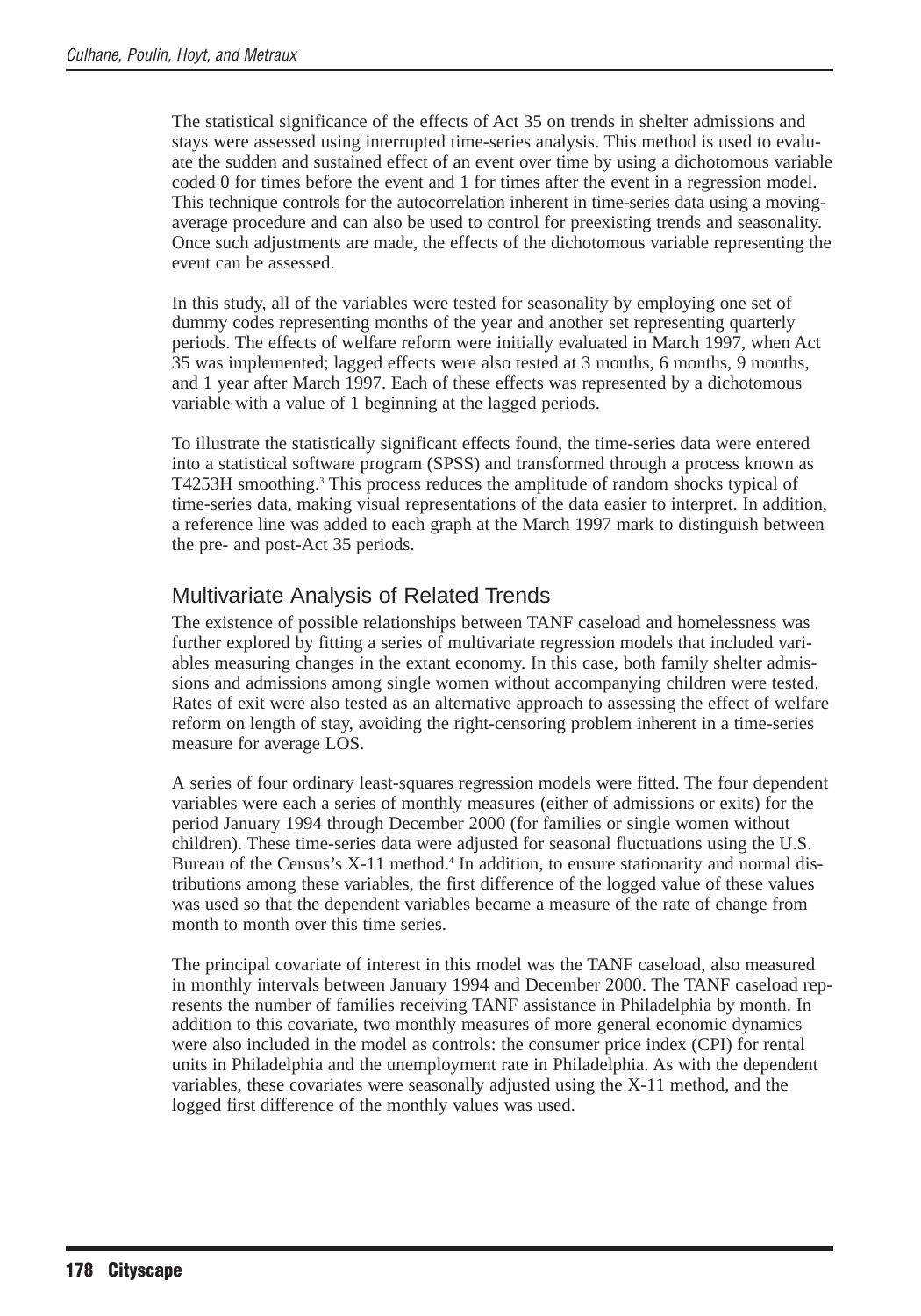The statistical significance of the effects of Act 35 on trends in shelter admissions and stays were assessed using interrupted time-series analysis. This method is used to evaluate the sudden and sustained effect of an event over time by using a dichotomous variable coded 0 for times before the event and 1 for times after the event in a regression model. This technique controls for the autocorrelation inherent in time-series data using a moving-average procedure and can also be used to control for preexisting trends and seasonality. Once such adjustments are made, the effects of the dichotomous variable representing the event can be assessed.

In this study, all of the variables were tested for seasonality by employing one set of dummy codes representing months of the year and another set representing quarterly periods. The effects of welfare reform were initially evaluated in March 1997, when Act 35 was implemented; lagged effects were also tested at 3 months, 6 months, 9 months, and 1 year after March 1997. Each of these effects was represented by a dichotomous variable with a value of 1 beginning at the lagged periods.

To illustrate the statistically significant effects found, the time-series data were entered into a statistical software program (SPSS) and transformed through a process known as T4253H smoothing.[3] This process reduces the amplitude of random shocks typical of time-series data, making visual representations of the data easier to interpret. In addition, a reference line was added to each graph at the March 1997 mark to distinguish between the pre- and post-Act 35 periods.

## Multivariate Analysis of Related Trends

The existence of possible relationships between TANF caseload and homelessness was further explored by fitting a series of multivariate regression models that included variables measuring changes in the extant economy. In this case, both family shelter admissions and admissions among single women without accompanying children were tested. Rates of exit were also tested as an alternative approach to assessing the effect of welfare reform on length of stay, avoiding the right-censoring problem inherent in a time-series measure for average LOS.

A series of four ordinary least-squares regression models were fitted. The four dependent variables were each a series of monthly measures (either of admissions or exits) for the period January 1994 through December 2000 (for families or single women without children). These time-series data were adjusted for seasonal fluctuations using the U.S. Bureau of the Census's X-11 method.[4] In addition, to ensure stationarity and normal distributions among these variables, the first difference of the logged value of these values was used so that the dependent variables became a measure of the rate of change from month to month over this time series.

The principal covariate of interest in this model was the TANF caseload, also measured in monthly intervals between January 1994 and December 2000. The TANF caseload represents the number of families receiving TANF assistance in Philadelphia by month. In addition to this covariate, two monthly measures of more general economic dynamics were also included in the model as controls: the consumer price index (CPI) for rental units in Philadelphia and the unemployment rate in Philadelphia. As with the dependent variables, these covariates were seasonally adjusted using the X-11 method, and the logged first difference of the monthly values was used.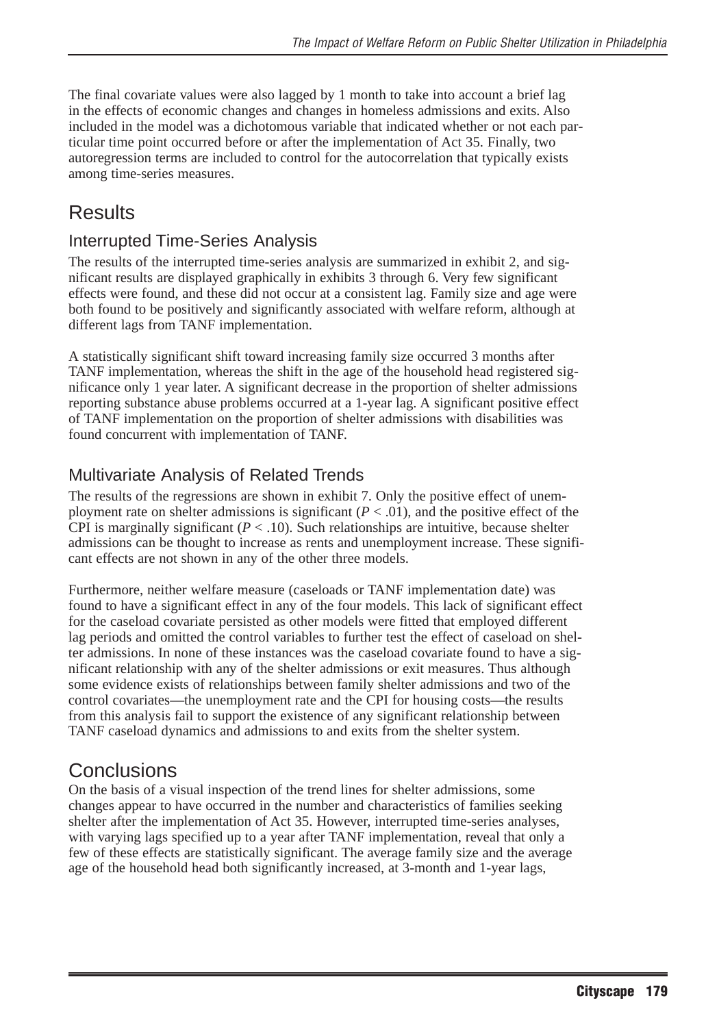The final covariate values were also lagged by 1 month to take into account a brief lag in the effects of economic changes and changes in homeless admissions and exits. Also included in the model was a dichotomous variable that indicated whether or not each particular time point occurred before or after the implementation of Act 35. Finally, two autoregression terms are included to control for the autocorrelation that typically exists among time-series measures.

# Results

## Interrupted Time-Series Analysis

The results of the interrupted time-series analysis are summarized in exhibit 2, and significant results are displayed graphically in exhibits 3 through 6. Very few significant effects were found, and these did not occur at a consistent lag. Family size and age were both found to be positively and significantly associated with welfare reform, although at different lags from TANF implementation.

A statistically significant shift toward increasing family size occurred 3 months after TANF implementation, whereas the shift in the age of the household head registered significance only 1 year later. A significant decrease in the proportion of shelter admissions reporting substance abuse problems occurred at a 1-year lag. A significant positive effect of TANF implementation on the proportion of shelter admissions with disabilities was found concurrent with implementation of TANF.

## Multivariate Analysis of Related Trends

The results of the regressions are shown in exhibit 7. Only the positive effect of unemployment rate on shelter admissions is significant ($P < .01$), and the positive effect of the CPI is marginally significant ($P < .10$). Such relationships are intuitive, because shelter admissions can be thought to increase as rents and unemployment increase. These significant effects are not shown in any of the other three models.

Furthermore, neither welfare measure (caseloads or TANF implementation date) was found to have a significant effect in any of the four models. This lack of significant effect for the caseload covariate persisted as other models were fitted that employed different lag periods and omitted the control variables to further test the effect of caseload on shelter admissions. In none of these instances was the caseload covariate found to have a significant relationship with any of the shelter admissions or exit measures. Thus although some evidence exists of relationships between family shelter admissions and two of the control covariates—the unemployment rate and the CPI for housing costs—the results from this analysis fail to support the existence of any significant relationship between TANF caseload dynamics and admissions to and exits from the shelter system.

# Conclusions

On the basis of a visual inspection of the trend lines for shelter admissions, some changes appear to have occurred in the number and characteristics of families seeking shelter after the implementation of Act 35. However, interrupted time-series analyses, with varying lags specified up to a year after TANF implementation, reveal that only a few of these effects are statistically significant. The average family size and the average age of the household head both significantly increased, at 3-month and 1-year lags,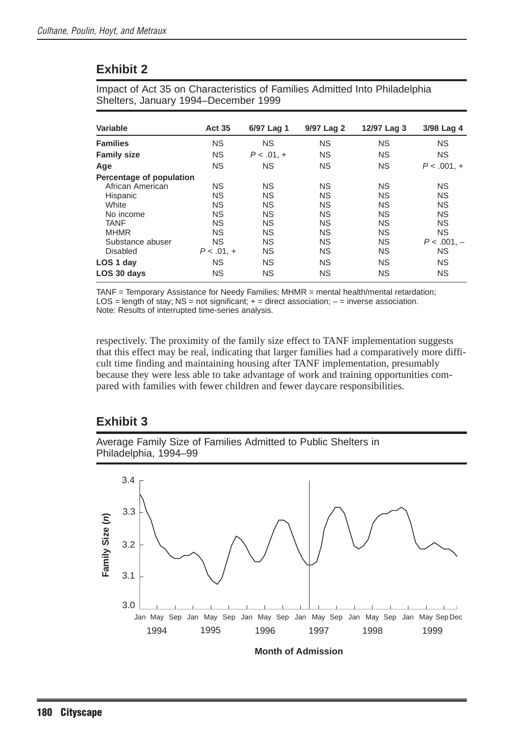## Exhibit 2

Impact of Act 35 on Characteristics of Families Admitted Into Philadelphia Shelters, January 1994–December 1999

| Variable | Act 35 | 6/97 Lag 1 | 9/97 Lag 2 | 12/97 Lag 3 | 3/98 Lag 4 |
|---|---|---|---|---|---|
| **Families** | NS | NS | NS | NS | NS |
| **Family size** | NS | $P < .01$, + | NS | NS | NS |
| **Age** | NS | NS | NS | NS | $P < .001$, + |
| **Percentage of population** | | | | | |
| African American | NS | NS | NS | NS | NS |
| Hispanic | NS | NS | NS | NS | NS |
| White | NS | NS | NS | NS | NS |
| No income | NS | NS | NS | NS | NS |
| TANF | NS | NS | NS | NS | NS |
| MHMR | NS | NS | NS | NS | NS |
| Substance abuser | NS | NS | NS | NS | $P < .001$, – |
| Disabled | $P < .01$, + | NS | NS | NS | NS |
| **LOS 1 day** | NS | NS | NS | NS | NS |
| **LOS 30 days** | NS | NS | NS | NS | NS |

TANF = Temporary Assistance for Needy Families; MHMR = mental health/mental retardation; LOS = length of stay; NS = not significant; + = direct association; – = inverse association.
Note: Results of interrupted time-series analysis.

respectively. The proximity of the family size effect to TANF implementation suggests that this effect may be real, indicating that larger families had a comparatively more difficult time finding and maintaining housing after TANF implementation, presumably because they were less able to take advantage of work and training opportunities compared with families with fewer children and fewer daycare responsibilities.

## Exhibit 3

Average Family Size of Families Admitted to Public Shelters in Philadelphia, 1994–99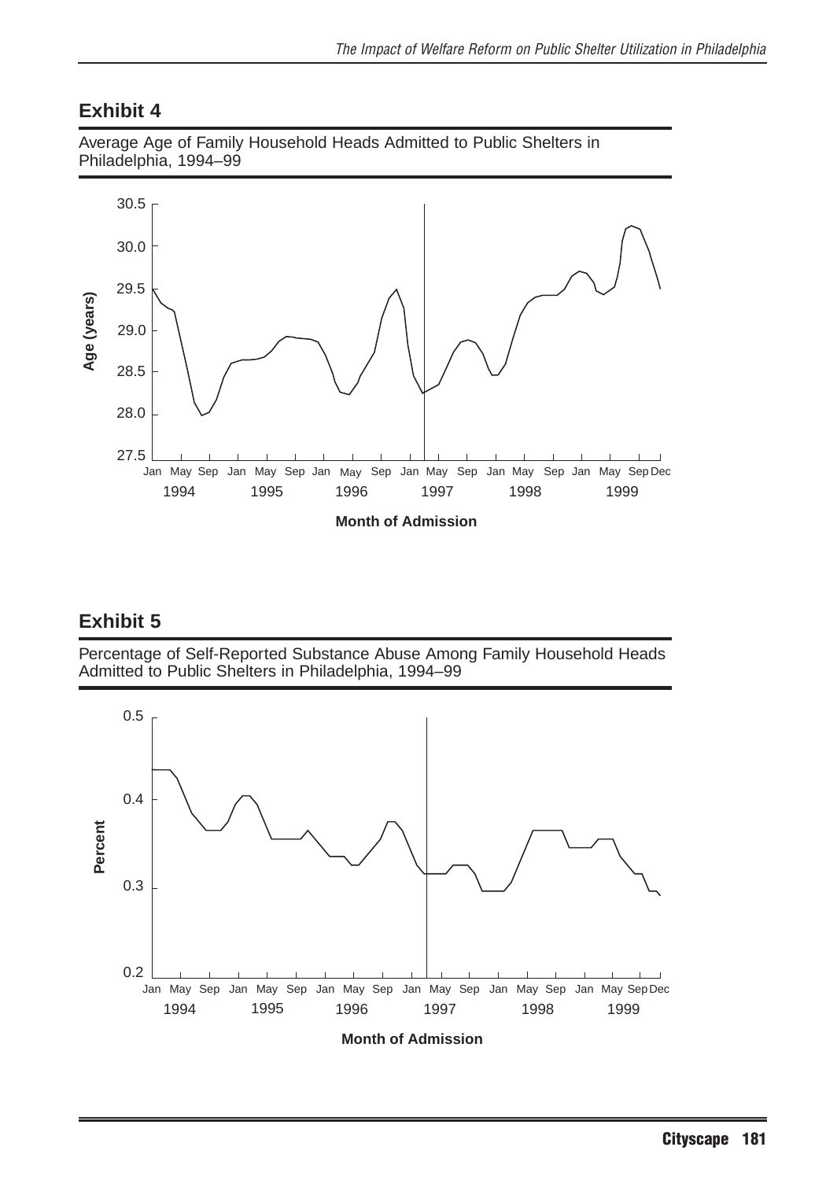## Exhibit 4

Average Age of Family Household Heads Admitted to Public Shelters in Philadelphia, 1994–99

## Exhibit 5

Percentage of Self-Reported Substance Abuse Among Family Household Heads Admitted to Public Shelters in Philadelphia, 1994–99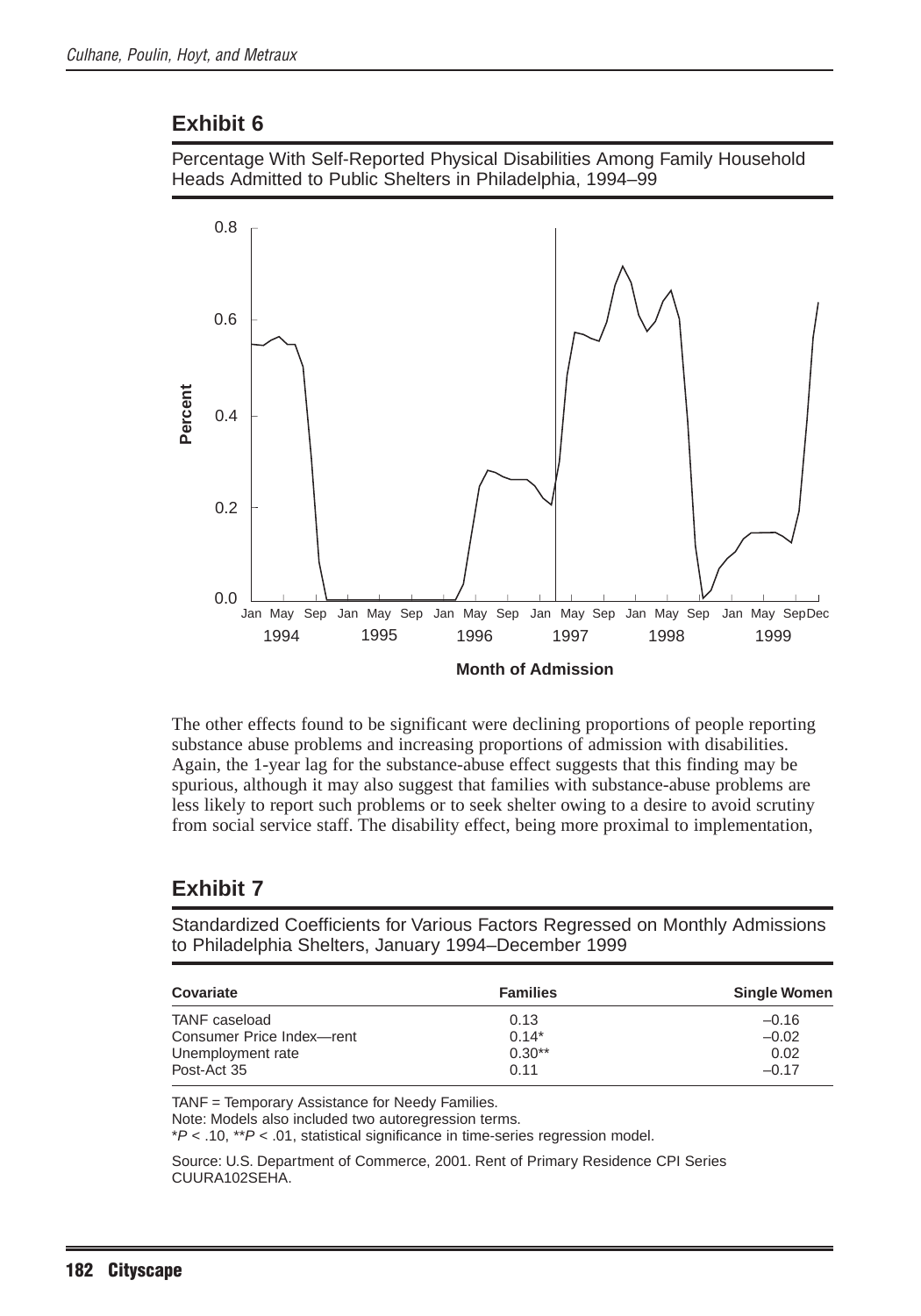## Exhibit 6

Percentage With Self-Reported Physical Disabilities Among Family Household Heads Admitted to Public Shelters in Philadelphia, 1994–99

The other effects found to be significant were declining proportions of people reporting substance abuse problems and increasing proportions of admission with disabilities. Again, the 1-year lag for the substance-abuse effect suggests that this finding may be spurious, although it may also suggest that families with substance-abuse problems are less likely to report such problems or to seek shelter owing to a desire to avoid scrutiny from social service staff. The disability effect, being more proximal to implementation,

## Exhibit 7

Standardized Coefficients for Various Factors Regressed on Monthly Admissions to Philadelphia Shelters, January 1994–December 1999

| Covariate | Families | Single Women |
|---|---|---|
| TANF caseload | 0.13 | –0.16 |
| Consumer Price Index—rent | 0.14* | –0.02 |
| Unemployment rate | 0.30** | 0.02 |
| Post-Act 35 | 0.11 | –0.17 |

TANF = Temporary Assistance for Needy Families.

Note: Models also included two autoregression terms.

*$P < .10$, **$P < .01$, statistical significance in time-series regression model.

Source: U.S. Department of Commerce, 2001. Rent of Primary Residence CPI Series CUURA102SEHA.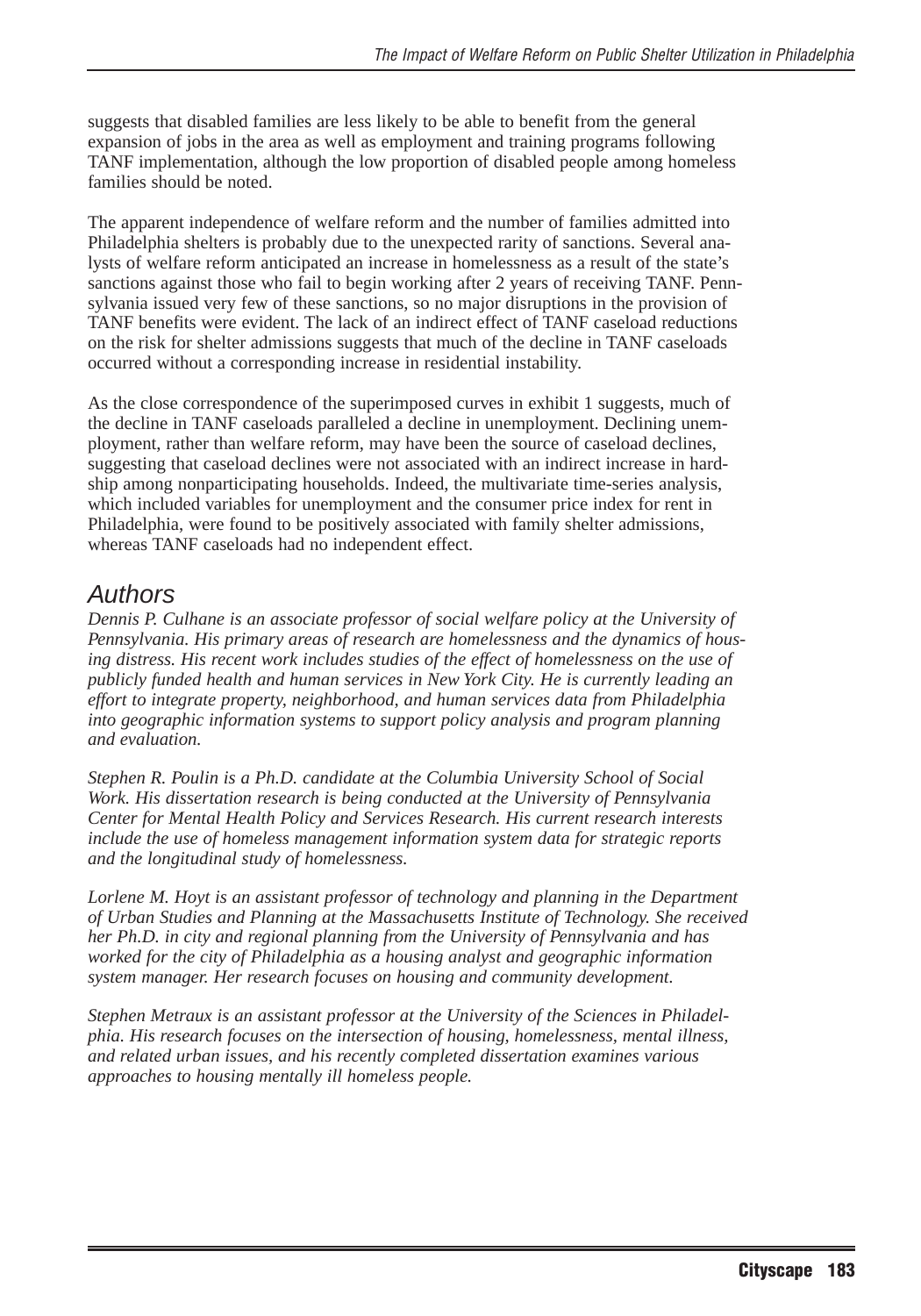suggests that disabled families are less likely to be able to benefit from the general expansion of jobs in the area as well as employment and training programs following TANF implementation, although the low proportion of disabled people among homeless families should be noted.

The apparent independence of welfare reform and the number of families admitted into Philadelphia shelters is probably due to the unexpected rarity of sanctions. Several analysts of welfare reform anticipated an increase in homelessness as a result of the state's sanctions against those who fail to begin working after 2 years of receiving TANF. Pennsylvania issued very few of these sanctions, so no major disruptions in the provision of TANF benefits were evident. The lack of an indirect effect of TANF caseload reductions on the risk for shelter admissions suggests that much of the decline in TANF caseloads occurred without a corresponding increase in residential instability.

As the close correspondence of the superimposed curves in exhibit 1 suggests, much of the decline in TANF caseloads paralleled a decline in unemployment. Declining unemployment, rather than welfare reform, may have been the source of caseload declines, suggesting that caseload declines were not associated with an indirect increase in hardship among nonparticipating households. Indeed, the multivariate time-series analysis, which included variables for unemployment and the consumer price index for rent in Philadelphia, were found to be positively associated with family shelter admissions, whereas TANF caseloads had no independent effect.

## Authors

*Dennis P. Culhane is an associate professor of social welfare policy at the University of Pennsylvania. His primary areas of research are homelessness and the dynamics of housing distress. His recent work includes studies of the effect of homelessness on the use of publicly funded health and human services in New York City. He is currently leading an effort to integrate property, neighborhood, and human services data from Philadelphia into geographic information systems to support policy analysis and program planning and evaluation.*

*Stephen R. Poulin is a Ph.D. candidate at the Columbia University School of Social Work. His dissertation research is being conducted at the University of Pennsylvania Center for Mental Health Policy and Services Research. His current research interests include the use of homeless management information system data for strategic reports and the longitudinal study of homelessness.*

*Lorlene M. Hoyt is an assistant professor of technology and planning in the Department of Urban Studies and Planning at the Massachusetts Institute of Technology. She received her Ph.D. in city and regional planning from the University of Pennsylvania and has worked for the city of Philadelphia as a housing analyst and geographic information system manager. Her research focuses on housing and community development.*

*Stephen Metraux is an assistant professor at the University of the Sciences in Philadelphia. His research focuses on the intersection of housing, homelessness, mental illness, and related urban issues, and his recently completed dissertation examines various approaches to housing mentally ill homeless people.*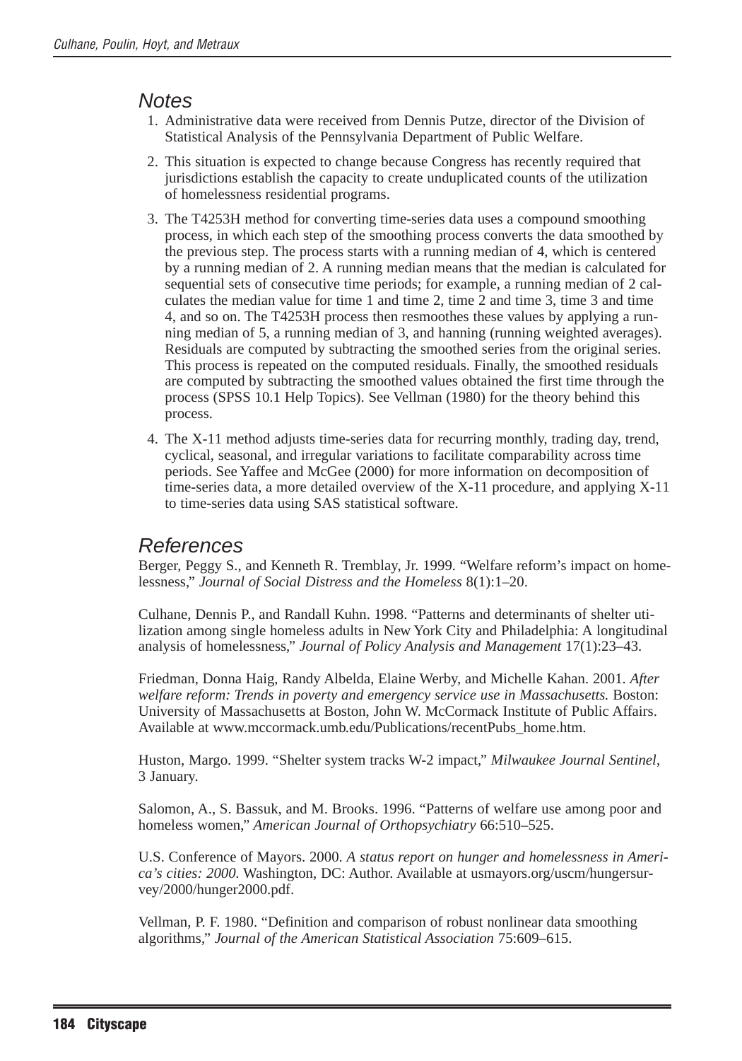## Notes

1. Administrative data were received from Dennis Putze, director of the Division of Statistical Analysis of the Pennsylvania Department of Public Welfare.
2. This situation is expected to change because Congress has recently required that jurisdictions establish the capacity to create unduplicated counts of the utilization of homelessness residential programs.
3. The T4253H method for converting time-series data uses a compound smoothing process, in which each step of the smoothing process converts the data smoothed by the previous step. The process starts with a running median of 4, which is centered by a running median of 2. A running median means that the median is calculated for sequential sets of consecutive time periods; for example, a running median of 2 calculates the median value for time 1 and time 2, time 2 and time 3, time 3 and time 4, and so on. The T4253H process then resmoothes these values by applying a running median of 5, a running median of 3, and hanning (running weighted averages). Residuals are computed by subtracting the smoothed series from the original series. This process is repeated on the computed residuals. Finally, the smoothed residuals are computed by subtracting the smoothed values obtained the first time through the process (SPSS 10.1 Help Topics). See Vellman (1980) for the theory behind this process.
4. The X-11 method adjusts time-series data for recurring monthly, trading day, trend, cyclical, seasonal, and irregular variations to facilitate comparability across time periods. See Yaffee and McGee (2000) for more information on decomposition of time-series data, a more detailed overview of the X-11 procedure, and applying X-11 to time-series data using SAS statistical software.

## References

Berger, Peggy S., and Kenneth R. Tremblay, Jr. 1999. "Welfare reform's impact on homelessness," *Journal of Social Distress and the Homeless* 8(1):1–20.

Culhane, Dennis P., and Randall Kuhn. 1998. "Patterns and determinants of shelter utilization among single homeless adults in New York City and Philadelphia: A longitudinal analysis of homelessness," *Journal of Policy Analysis and Management* 17(1):23–43.

Friedman, Donna Haig, Randy Albelda, Elaine Werby, and Michelle Kahan. 2001. *After welfare reform: Trends in poverty and emergency service use in Massachusetts.* Boston: University of Massachusetts at Boston, John W. McCormack Institute of Public Affairs. Available at www.mccormack.umb.edu/Publications/recentPubs_home.htm.

Huston, Margo. 1999. "Shelter system tracks W-2 impact," *Milwaukee Journal Sentinel*, 3 January.

Salomon, A., S. Bassuk, and M. Brooks. 1996. "Patterns of welfare use among poor and homeless women," *American Journal of Orthopsychiatry* 66:510–525.

U.S. Conference of Mayors. 2000. *A status report on hunger and homelessness in America's cities: 2000.* Washington, DC: Author. Available at usmayors.org/uscm/hungersurvey/2000/hunger2000.pdf.

Vellman, P. F. 1980. "Definition and comparison of robust nonlinear data smoothing algorithms," *Journal of the American Statistical Association* 75:609–615.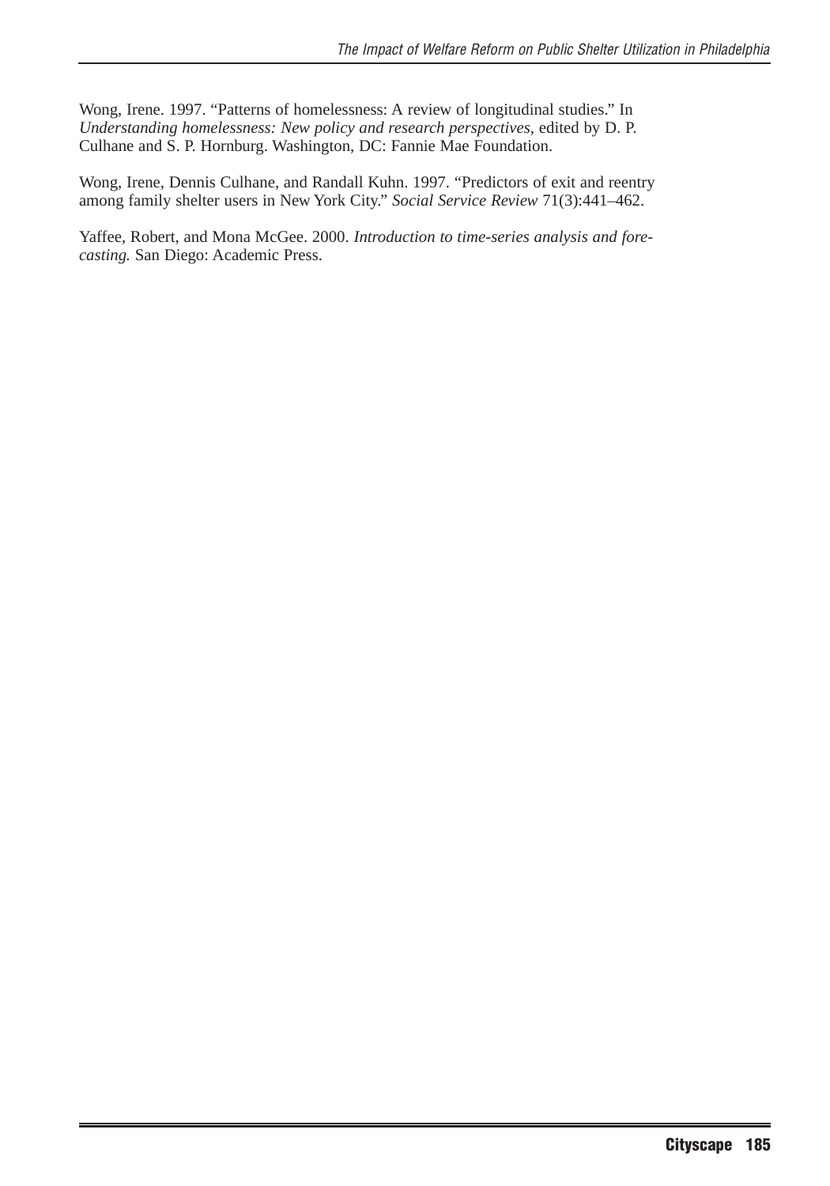Wong, Irene. 1997. "Patterns of homelessness: A review of longitudinal studies." In *Understanding homelessness: New policy and research perspectives,* edited by D. P. Culhane and S. P. Hornburg. Washington, DC: Fannie Mae Foundation.

Wong, Irene, Dennis Culhane, and Randall Kuhn. 1997. "Predictors of exit and reentry among family shelter users in New York City." *Social Service Review* 71(3):441–462.

Yaffee, Robert, and Mona McGee. 2000. *Introduction to time-series analysis and forecasting.* San Diego: Academic Press.